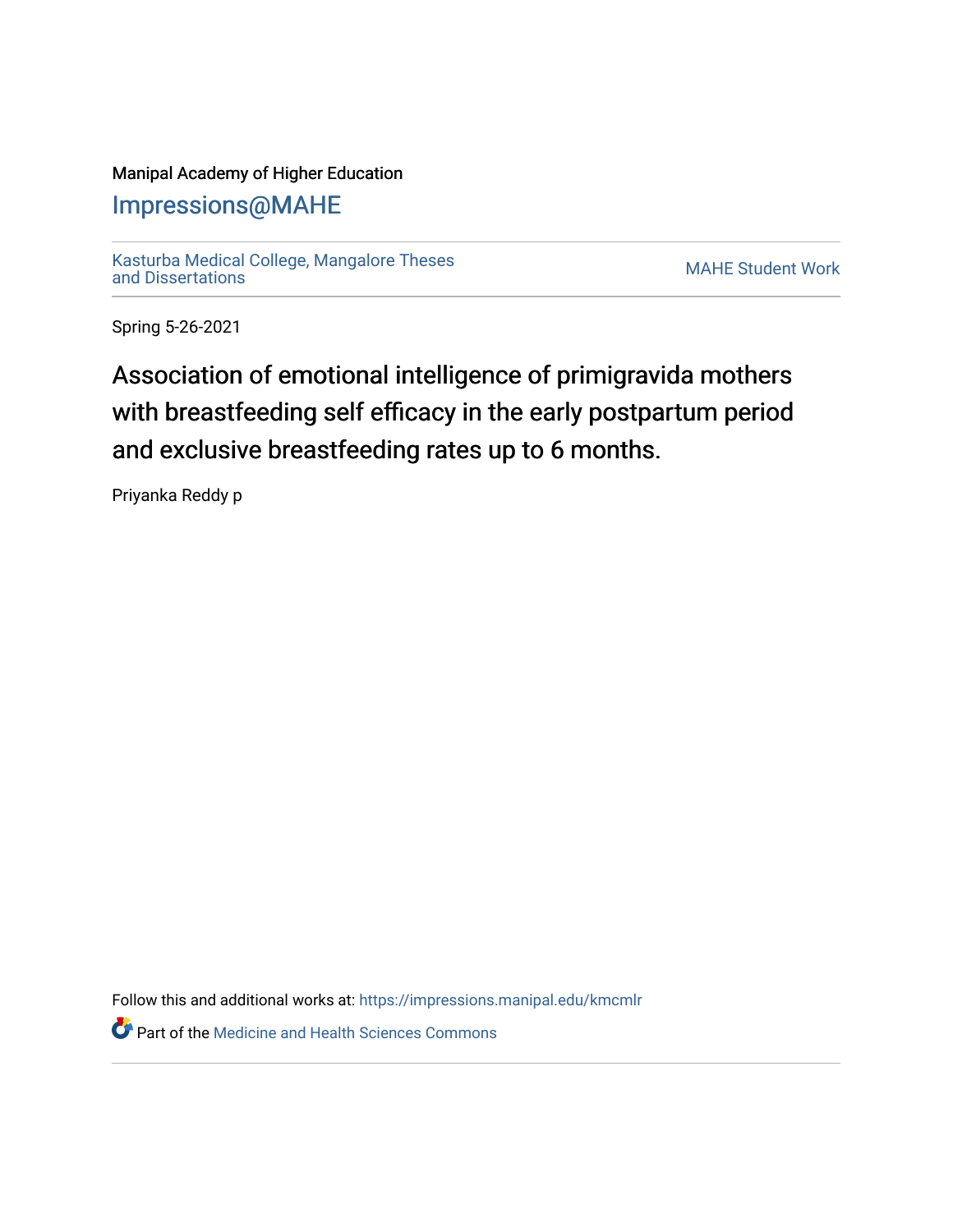Manipal Academy of Higher Education

# Impressions@MAHE

Kasturba Medical College, Mangalore Theses and Dissertations

MAHE Student Work

Spring 5-26-2021

## Association of emotional intelligence of primigravida mothers with breastfeeding self efficacy in the early postpartum period and exclusive breastfeeding rates up to 6 months.

Priyanka Reddy p

Follow this and additional works at: https://impressions.manipal.edu/kmcmlr

Part of the Medicine and Health Sciences Commons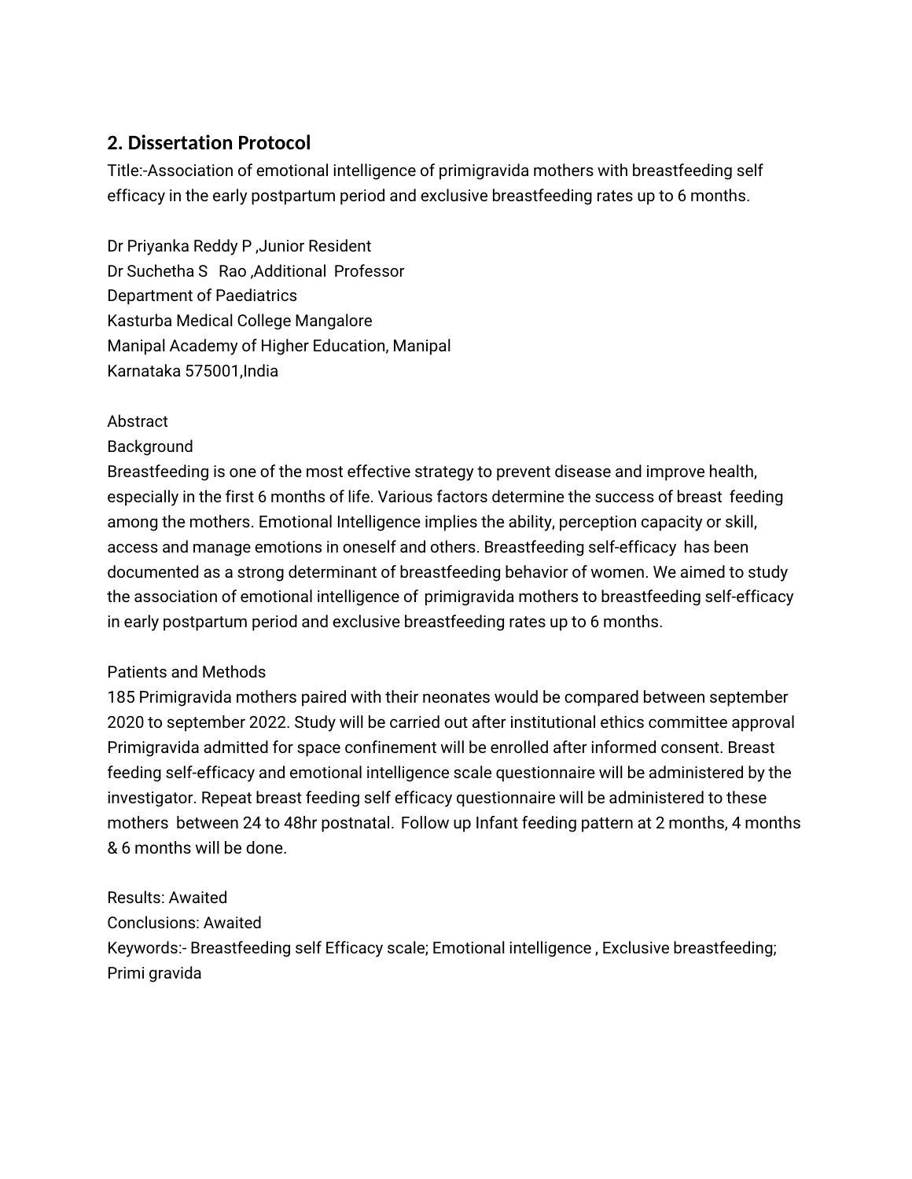## 2. Dissertation Protocol

Title:-Association of emotional intelligence of primigravida mothers with breastfeeding self efficacy in the early postpartum period and exclusive breastfeeding rates up to 6 months.

Dr Priyanka Reddy P ,Junior Resident
Dr Suchetha S Rao ,Additional Professor
Department of Paediatrics
Kasturba Medical College Mangalore
Manipal Academy of Higher Education, Manipal
Karnataka 575001,India

Abstract

Background

Breastfeeding is one of the most effective strategy to prevent disease and improve health, especially in the first 6 months of life. Various factors determine the success of breast feeding among the mothers. Emotional Intelligence implies the ability, perception capacity or skill, access and manage emotions in oneself and others. Breastfeeding self-efficacy has been documented as a strong determinant of breastfeeding behavior of women. We aimed to study the association of emotional intelligence of primigravida mothers to breastfeeding self-efficacy in early postpartum period and exclusive breastfeeding rates up to 6 months.

Patients and Methods

185 Primigravida mothers paired with their neonates would be compared between september 2020 to september 2022. Study will be carried out after institutional ethics committee approval Primigravida admitted for space confinement will be enrolled after informed consent. Breast feeding self-efficacy and emotional intelligence scale questionnaire will be administered by the investigator. Repeat breast feeding self efficacy questionnaire will be administered to these mothers between 24 to 48hr postnatal. Follow up Infant feeding pattern at 2 months, 4 months & 6 months will be done.

Results: Awaited

Conclusions: Awaited

Keywords:- Breastfeeding self Efficacy scale; Emotional intelligence , Exclusive breastfeeding; Primi gravida